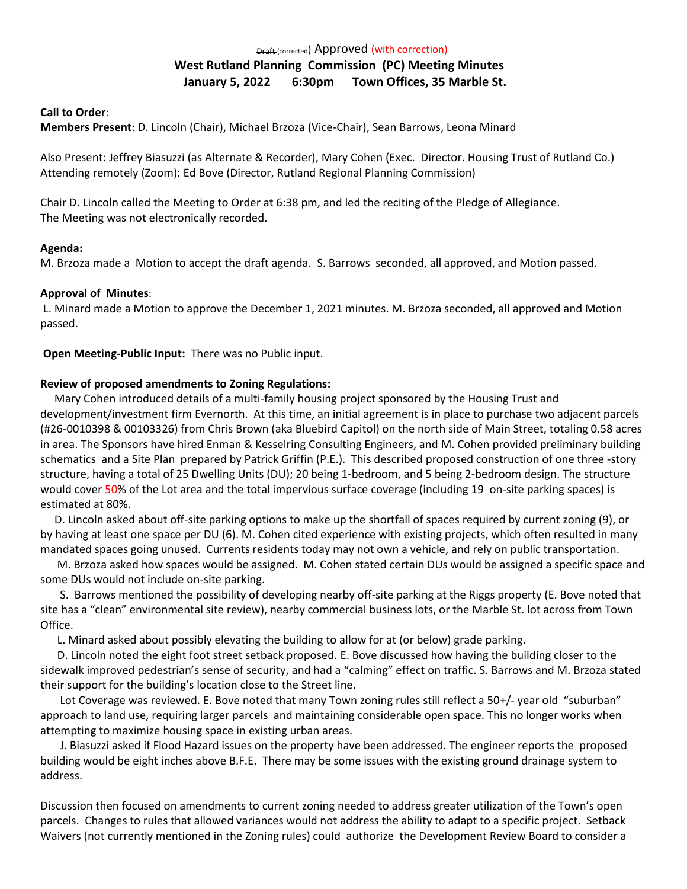~~Draft (corrected)~~ Approved (with correction)

# West Rutland Planning Commission (PC) Meeting Minutes

## January 5, 2022 6:30pm Town Offices, 35 Marble St.

**Call to Order**:

**Members Present**: D. Lincoln (Chair), Michael Brzoza (Vice-Chair), Sean Barrows, Leona Minard

Also Present: Jeffrey Biasuzzi (as Alternate & Recorder), Mary Cohen (Exec. Director. Housing Trust of Rutland Co.)
Attending remotely (Zoom): Ed Bove (Director, Rutland Regional Planning Commission)

Chair D. Lincoln called the Meeting to Order at 6:38 pm, and led the reciting of the Pledge of Allegiance.
The Meeting was not electronically recorded.

**Agenda:**

M. Brzoza made a Motion to accept the draft agenda. S. Barrows seconded, all approved, and Motion passed.

**Approval of Minutes**:

L. Minard made a Motion to approve the December 1, 2021 minutes. M. Brzoza seconded, all approved and Motion passed.

**Open Meeting-Public Input:** There was no Public input.

**Review of proposed amendments to Zoning Regulations:**

Mary Cohen introduced details of a multi-family housing project sponsored by the Housing Trust and development/investment firm Evernorth. At this time, an initial agreement is in place to purchase two adjacent parcels (#26-0010398 & 00103326) from Chris Brown (aka Bluebird Capitol) on the north side of Main Street, totaling 0.58 acres in area. The Sponsors have hired Enman & Kesselring Consulting Engineers, and M. Cohen provided preliminary building schematics and a Site Plan prepared by Patrick Griffin (P.E.). This described proposed construction of one three -story structure, having a total of 25 Dwelling Units (DU); 20 being 1-bedroom, and 5 being 2-bedroom design. The structure would cover 50% of the Lot area and the total impervious surface coverage (including 19 on-site parking spaces) is estimated at 80%.

D. Lincoln asked about off-site parking options to make up the shortfall of spaces required by current zoning (9), or by having at least one space per DU (6). M. Cohen cited experience with existing projects, which often resulted in many mandated spaces going unused. Currents residents today may not own a vehicle, and rely on public transportation.

M. Brzoza asked how spaces would be assigned. M. Cohen stated certain DUs would be assigned a specific space and some DUs would not include on-site parking.

S. Barrows mentioned the possibility of developing nearby off-site parking at the Riggs property (E. Bove noted that site has a "clean" environmental site review), nearby commercial business lots, or the Marble St. lot across from Town Office.

L. Minard asked about possibly elevating the building to allow for at (or below) grade parking.

D. Lincoln noted the eight foot street setback proposed. E. Bove discussed how having the building closer to the sidewalk improved pedestrian's sense of security, and had a "calming" effect on traffic. S. Barrows and M. Brzoza stated their support for the building's location close to the Street line.

Lot Coverage was reviewed. E. Bove noted that many Town zoning rules still reflect a 50+/- year old "suburban" approach to land use, requiring larger parcels and maintaining considerable open space. This no longer works when attempting to maximize housing space in existing urban areas.

J. Biasuzzi asked if Flood Hazard issues on the property have been addressed. The engineer reports the proposed building would be eight inches above B.F.E. There may be some issues with the existing ground drainage system to address.

Discussion then focused on amendments to current zoning needed to address greater utilization of the Town's open parcels. Changes to rules that allowed variances would not address the ability to adapt to a specific project. Setback Waivers (not currently mentioned in the Zoning rules) could authorize the Development Review Board to consider a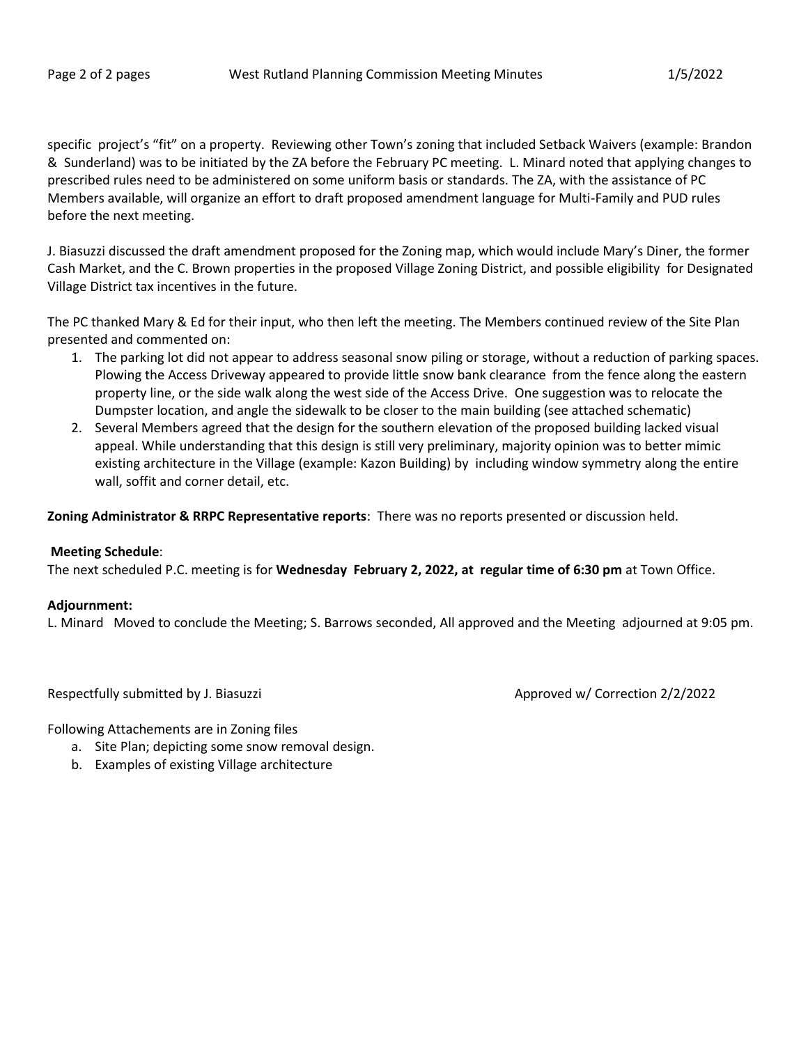specific project's "fit" on a property. Reviewing other Town's zoning that included Setback Waivers (example: Brandon & Sunderland) was to be initiated by the ZA before the February PC meeting. L. Minard noted that applying changes to prescribed rules need to be administered on some uniform basis or standards. The ZA, with the assistance of PC Members available, will organize an effort to draft proposed amendment language for Multi-Family and PUD rules before the next meeting.

J. Biasuzzi discussed the draft amendment proposed for the Zoning map, which would include Mary's Diner, the former Cash Market, and the C. Brown properties in the proposed Village Zoning District, and possible eligibility for Designated Village District tax incentives in the future.

The PC thanked Mary & Ed for their input, who then left the meeting. The Members continued review of the Site Plan presented and commented on:

1. The parking lot did not appear to address seasonal snow piling or storage, without a reduction of parking spaces. Plowing the Access Driveway appeared to provide little snow bank clearance from the fence along the eastern property line, or the side walk along the west side of the Access Drive. One suggestion was to relocate the Dumpster location, and angle the sidewalk to be closer to the main building (see attached schematic)
2. Several Members agreed that the design for the southern elevation of the proposed building lacked visual appeal. While understanding that this design is still very preliminary, majority opinion was to better mimic existing architecture in the Village (example: Kazon Building) by including window symmetry along the entire wall, soffit and corner detail, etc.

**Zoning Administrator & RRPC Representative reports**: There was no reports presented or discussion held.

**Meeting Schedule**:

The next scheduled P.C. meeting is for **Wednesday February 2, 2022, at regular time of 6:30 pm** at Town Office.

**Adjournment:**

L. Minard Moved to conclude the Meeting; S. Barrows seconded, All approved and the Meeting adjourned at 9:05 pm.

Respectfully submitted by J. Biasuzzi

Approved w/ Correction 2/2/2022

Following Attachements are in Zoning files

a. Site Plan; depicting some snow removal design.
b. Examples of existing Village architecture